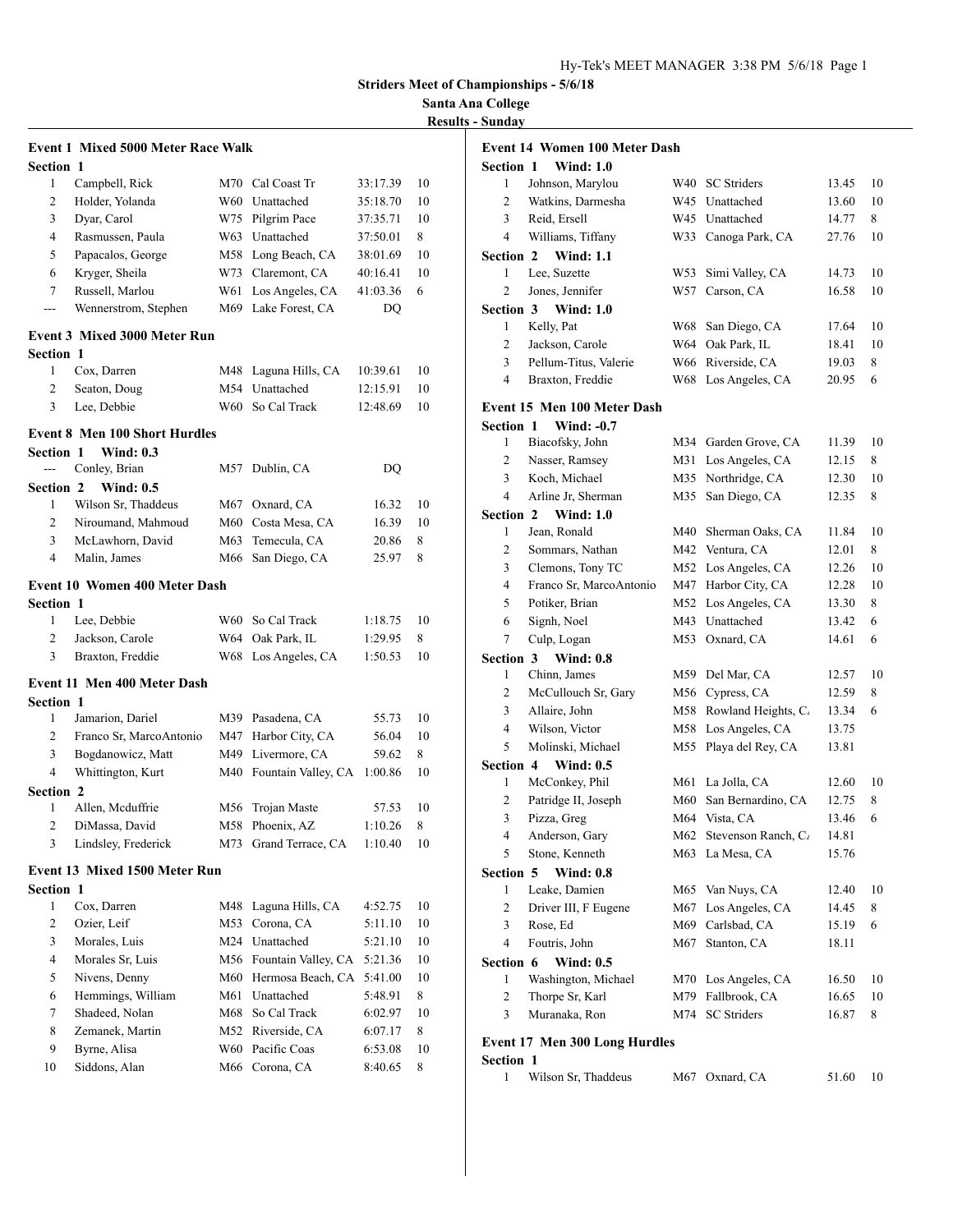# Striders Meet of Championships - 5/6/18

## Santa Ana College

### Results - Sunday

#### Event 1 Mixed 5000 Meter Race Walk

**Section 1**

| Place | Name | Age | Team | Time | Points |
|---|---|---|---|---|---|
| 1 | Campbell, Rick | M70 | Cal Coast Tr | 33:17.39 | 10 |
| 2 | Holder, Yolanda | W60 | Unattached | 35:18.70 | 10 |
| 3 | Dyar, Carol | W75 | Pilgrim Pace | 37:35.71 | 10 |
| 4 | Rasmussen, Paula | W63 | Unattached | 37:50.01 | 8 |
| 5 | Papacalos, George | M58 | Long Beach, CA | 38:01.69 | 10 |
| 6 | Kryger, Sheila | W73 | Claremont, CA | 40:16.41 | 10 |
| 7 | Russell, Marlou | W61 | Los Angeles, CA | 41:03.36 | 6 |
| --- | Wennerstrom, Stephen | M69 | Lake Forest, CA | DQ | |

#### Event 3 Mixed 3000 Meter Run

**Section 1**

| Place | Name | Age | Team | Time | Points |
|---|---|---|---|---|---|
| 1 | Cox, Darren | M48 | Laguna Hills, CA | 10:39.61 | 10 |
| 2 | Seaton, Doug | M54 | Unattached | 12:15.91 | 10 |
| 3 | Lee, Debbie | W60 | So Cal Track | 12:48.69 | 10 |

#### Event 8 Men 100 Short Hurdles

**Section 1 Wind: 0.3**

| Place | Name | Age | Team | Time | Points |
|---|---|---|---|---|---|
| --- | Conley, Brian | M57 | Dublin, CA | DQ | |

**Section 2 Wind: 0.5**

| Place | Name | Age | Team | Time | Points |
|---|---|---|---|---|---|
| 1 | Wilson Sr, Thaddeus | M67 | Oxnard, CA | 16.32 | 10 |
| 2 | Niroumand, Mahmoud | M60 | Costa Mesa, CA | 16.39 | 10 |
| 3 | McLawhorn, David | M63 | Temecula, CA | 20.86 | 8 |
| 4 | Malin, James | M66 | San Diego, CA | 25.97 | 8 |

#### Event 10 Women 400 Meter Dash

**Section 1**

| Place | Name | Age | Team | Time | Points |
|---|---|---|---|---|---|
| 1 | Lee, Debbie | W60 | So Cal Track | 1:18.75 | 10 |
| 2 | Jackson, Carole | W64 | Oak Park, IL | 1:29.95 | 8 |
| 3 | Braxton, Freddie | W68 | Los Angeles, CA | 1:50.53 | 10 |

#### Event 11 Men 400 Meter Dash

**Section 1**

| Place | Name | Age | Team | Time | Points |
|---|---|---|---|---|---|
| 1 | Jamarion, Dariel | M39 | Pasadena, CA | 55.73 | 10 |
| 2 | Franco Sr, MarcoAntonio | M47 | Harbor City, CA | 56.04 | 10 |
| 3 | Bogdanowicz, Matt | M49 | Livermore, CA | 59.62 | 8 |
| 4 | Whittington, Kurt | M40 | Fountain Valley, CA | 1:00.86 | 10 |

**Section 2**

| Place | Name | Age | Team | Time | Points |
|---|---|---|---|---|---|
| 1 | Allen, Mcduffrie | M56 | Trojan Maste | 57.53 | 10 |
| 2 | DiMassa, David | M58 | Phoenix, AZ | 1:10.26 | 8 |
| 3 | Lindsley, Frederick | M73 | Grand Terrace, CA | 1:10.40 | 10 |

#### Event 13 Mixed 1500 Meter Run

**Section 1**

| Place | Name | Age | Team | Time | Points |
|---|---|---|---|---|---|
| 1 | Cox, Darren | M48 | Laguna Hills, CA | 4:52.75 | 10 |
| 2 | Ozier, Leif | M53 | Corona, CA | 5:11.10 | 10 |
| 3 | Morales, Luis | M24 | Unattached | 5:21.10 | 10 |
| 4 | Morales Sr, Luis | M56 | Fountain Valley, CA | 5:21.36 | 10 |
| 5 | Nivens, Denny | M60 | Hermosa Beach, CA | 5:41.00 | 10 |
| 6 | Hemmings, William | M61 | Unattached | 5:48.91 | 8 |
| 7 | Shadeed, Nolan | M68 | So Cal Track | 6:02.97 | 10 |
| 8 | Zemanek, Martin | M52 | Riverside, CA | 6:07.17 | 8 |
| 9 | Byrne, Alisa | W60 | Pacific Coas | 6:53.08 | 10 |
| 10 | Siddons, Alan | M66 | Corona, CA | 8:40.65 | 8 |

#### Event 14 Women 100 Meter Dash

**Section 1 Wind: 1.0**

| Place | Name | Age | Team | Time | Points |
|---|---|---|---|---|---|
| 1 | Johnson, Marylou | W40 | SC Striders | 13.45 | 10 |
| 2 | Watkins, Darmesha | W45 | Unattached | 13.60 | 10 |
| 3 | Reid, Ersell | W45 | Unattached | 14.77 | 8 |
| 4 | Williams, Tiffany | W33 | Canoga Park, CA | 27.76 | 10 |

**Section 2 Wind: 1.1**

| Place | Name | Age | Team | Time | Points |
|---|---|---|---|---|---|
| 1 | Lee, Suzette | W53 | Simi Valley, CA | 14.73 | 10 |
| 2 | Jones, Jennifer | W57 | Carson, CA | 16.58 | 10 |

**Section 3 Wind: 1.0**

| Place | Name | Age | Team | Time | Points |
|---|---|---|---|---|---|
| 1 | Kelly, Pat | W68 | San Diego, CA | 17.64 | 10 |
| 2 | Jackson, Carole | W64 | Oak Park, IL | 18.41 | 10 |
| 3 | Pellum-Titus, Valerie | W66 | Riverside, CA | 19.03 | 8 |
| 4 | Braxton, Freddie | W68 | Los Angeles, CA | 20.95 | 6 |

#### Event 15 Men 100 Meter Dash

**Section 1 Wind: -0.7**

| Place | Name | Age | Team | Time | Points |
|---|---|---|---|---|---|
| 1 | Biacofsky, John | M34 | Garden Grove, CA | 11.39 | 10 |
| 2 | Nasser, Ramsey | M31 | Los Angeles, CA | 12.15 | 8 |
| 3 | Koch, Michael | M35 | Northridge, CA | 12.30 | 10 |
| 4 | Arline Jr, Sherman | M35 | San Diego, CA | 12.35 | 8 |

**Section 2 Wind: 1.0**

| Place | Name | Age | Team | Time | Points |
|---|---|---|---|---|---|
| 1 | Jean, Ronald | M40 | Sherman Oaks, CA | 11.84 | 10 |
| 2 | Sommars, Nathan | M42 | Ventura, CA | 12.01 | 8 |
| 3 | Clemons, Tony TC | M52 | Los Angeles, CA | 12.26 | 10 |
| 4 | Franco Sr, MarcoAntonio | M47 | Harbor City, CA | 12.28 | 10 |
| 5 | Potiker, Brian | M52 | Los Angeles, CA | 13.30 | 8 |
| 6 | Signh, Noel | M43 | Unattached | 13.42 | 6 |
| 7 | Culp, Logan | M53 | Oxnard, CA | 14.61 | 6 |

**Section 3 Wind: 0.8**

| Place | Name | Age | Team | Time | Points |
|---|---|---|---|---|---|
| 1 | Chinn, James | M59 | Del Mar, CA | 12.57 | 10 |
| 2 | McCullouch Sr, Gary | M56 | Cypress, CA | 12.59 | 8 |
| 3 | Allaire, John | M58 | Rowland Heights, C. | 13.34 | 6 |
| 4 | Wilson, Victor | M58 | Los Angeles, CA | 13.75 | |
| 5 | Molinski, Michael | M55 | Playa del Rey, CA | 13.81 | |

**Section 4 Wind: 0.5**

| Place | Name | Age | Team | Time | Points |
|---|---|---|---|---|---|
| 1 | McConkey, Phil | M61 | La Jolla, CA | 12.60 | 10 |
| 2 | Patridge II, Joseph | M60 | San Bernardino, CA | 12.75 | 8 |
| 3 | Pizza, Greg | M64 | Vista, CA | 13.46 | 6 |
| 4 | Anderson, Gary | M62 | Stevenson Ranch, C. | 14.81 | |
| 5 | Stone, Kenneth | M63 | La Mesa, CA | 15.76 | |

**Section 5 Wind: 0.8**

| Place | Name | Age | Team | Time | Points |
|---|---|---|---|---|---|
| 1 | Leake, Damien | M65 | Van Nuys, CA | 12.40 | 10 |
| 2 | Driver III, F Eugene | M67 | Los Angeles, CA | 14.45 | 8 |
| 3 | Rose, Ed | M69 | Carlsbad, CA | 15.19 | 6 |
| 4 | Foutris, John | M67 | Stanton, CA | 18.11 | |

**Section 6 Wind: 0.5**

| Place | Name | Age | Team | Time | Points |
|---|---|---|---|---|---|
| 1 | Washington, Michael | M70 | Los Angeles, CA | 16.50 | 10 |
| 2 | Thorpe Sr, Karl | M79 | Fallbrook, CA | 16.65 | 10 |
| 3 | Muranaka, Ron | M74 | SC Striders | 16.87 | 8 |

#### Event 17 Men 300 Long Hurdles

**Section 1**

| Place | Name | Age | Team | Time | Points |
|---|---|---|---|---|---|
| 1 | Wilson Sr, Thaddeus | M67 | Oxnard, CA | 51.60 | 10 |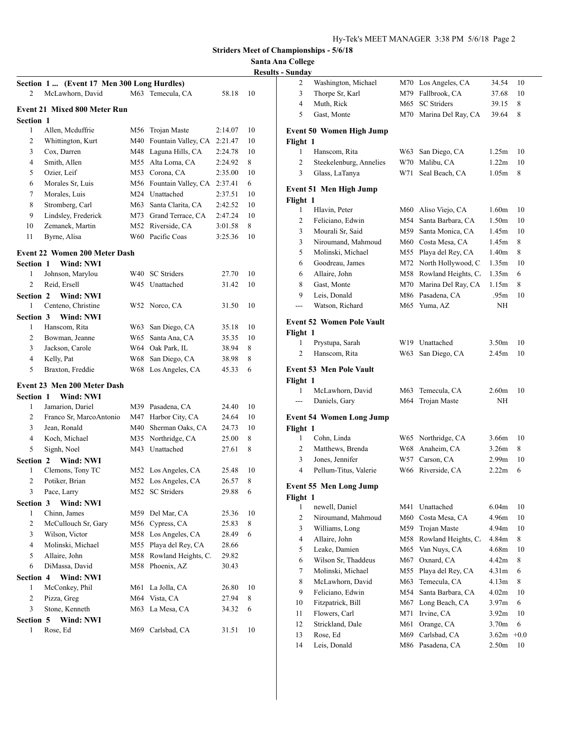**Striders Meet of Championships - 5/6/18**

**Santa Ana College**

**Results - Sunday**

### Section 1 ... (Event 17 Men 300 Long Hurdles)

| | Name | Age | Team | Mark | Pts |
|---|---|---|---|---|---|
| 2 | McLawhorn, David | M63 | Temecula, CA | 58.18 | 10 |

### Event 21 Mixed 800 Meter Run

**Section 1**

| | Name | Age | Team | Time | Pts |
|---|---|---|---|---|---|
| 1 | Allen, Mcduffrie | M56 | Trojan Maste | 2:14.07 | 10 |
| 2 | Whittington, Kurt | M40 | Fountain Valley, CA | 2:21.47 | 10 |
| 3 | Cox, Darren | M48 | Laguna Hills, CA | 2:24.78 | 10 |
| 4 | Smith, Allen | M55 | Alta Loma, CA | 2:24.92 | 8 |
| 5 | Ozier, Leif | M53 | Corona, CA | 2:35.00 | 10 |
| 6 | Morales Sr, Luis | M56 | Fountain Valley, CA | 2:37.41 | 6 |
| 7 | Morales, Luis | M24 | Unattached | 2:37.51 | 10 |
| 8 | Stromberg, Carl | M63 | Santa Clarita, CA | 2:42.52 | 10 |
| 9 | Lindsley, Frederick | M73 | Grand Terrace, CA | 2:47.24 | 10 |
| 10 | Zemanek, Martin | M52 | Riverside, CA | 3:01.58 | 8 |
| 11 | Byrne, Alisa | W60 | Pacific Coas | 3:25.36 | 10 |

### Event 22 Women 200 Meter Dash

**Section 1 Wind: NWI**

| | Name | Age | Team | Time | Pts |
|---|---|---|---|---|---|
| 1 | Johnson, Marylou | W40 | SC Striders | 27.70 | 10 |
| 2 | Reid, Ersell | W45 | Unattached | 31.42 | 10 |

**Section 2 Wind: NWI**

| | Name | Age | Team | Time | Pts |
|---|---|---|---|---|---|
| 1 | Centeno, Christine | W52 | Norco, CA | 31.50 | 10 |

**Section 3 Wind: NWI**

| | Name | Age | Team | Time | Pts |
|---|---|---|---|---|---|
| 1 | Hanscom, Rita | W63 | San Diego, CA | 35.18 | 10 |
| 2 | Bowman, Jeanne | W65 | Santa Ana, CA | 35.35 | 10 |
| 3 | Jackson, Carole | W64 | Oak Park, IL | 38.94 | 8 |
| 4 | Kelly, Pat | W68 | San Diego, CA | 38.98 | 8 |
| 5 | Braxton, Freddie | W68 | Los Angeles, CA | 45.33 | 6 |

### Event 23 Men 200 Meter Dash

**Section 1 Wind: NWI**

| | Name | Age | Team | Time | Pts |
|---|---|---|---|---|---|
| 1 | Jamarion, Dariel | M39 | Pasadena, CA | 24.40 | 10 |
| 2 | Franco Sr, MarcoAntonio | M47 | Harbor City, CA | 24.64 | 10 |
| 3 | Jean, Ronald | M40 | Sherman Oaks, CA | 24.73 | 10 |
| 4 | Koch, Michael | M35 | Northridge, CA | 25.00 | 8 |
| 5 | Signh, Noel | M43 | Unattached | 27.61 | 8 |

**Section 2 Wind: NWI**

| | Name | Age | Team | Time | Pts |
|---|---|---|---|---|---|
| 1 | Clemons, Tony TC | M52 | Los Angeles, CA | 25.48 | 10 |
| 2 | Potiker, Brian | M52 | Los Angeles, CA | 26.57 | 8 |
| 3 | Pace, Larry | M52 | SC Striders | 29.88 | 6 |

**Section 3 Wind: NWI**

| | Name | Age | Team | Time | Pts |
|---|---|---|---|---|---|
| 1 | Chinn, James | M59 | Del Mar, CA | 25.36 | 10 |
| 2 | McCullouch Sr, Gary | M56 | Cypress, CA | 25.83 | 8 |
| 3 | Wilson, Victor | M58 | Los Angeles, CA | 28.49 | 6 |
| 4 | Molinski, Michael | M55 | Playa del Rey, CA | 28.66 | |
| 5 | Allaire, John | M58 | Rowland Heights, C. | 29.82 | |
| 6 | DiMassa, David | M58 | Phoenix, AZ | 30.43 | |

**Section 4 Wind: NWI**

| | Name | Age | Team | Time | Pts |
|---|---|---|---|---|---|
| 1 | McConkey, Phil | M61 | La Jolla, CA | 26.80 | 10 |
| 2 | Pizza, Greg | M64 | Vista, CA | 27.94 | 8 |
| 3 | Stone, Kenneth | M63 | La Mesa, CA | 34.32 | 6 |

**Section 5 Wind: NWI**

| | Name | Age | Team | Time | Pts |
|---|---|---|---|---|---|
| 1 | Rose, Ed | M69 | Carlsbad, CA | 31.51 | 10 |
| 2 | Washington, Michael | M70 | Los Angeles, CA | 34.54 | 10 |
| 3 | Thorpe Sr, Karl | M79 | Fallbrook, CA | 37.68 | 10 |
| 4 | Muth, Rick | M65 | SC Striders | 39.15 | 8 |
| 5 | Gast, Monte | M70 | Marina Del Ray, CA | 39.64 | 8 |

### Event 50 Women High Jump

**Flight 1**

| | Name | Age | Team | Mark | Pts |
|---|---|---|---|---|---|
| 1 | Hanscom, Rita | W63 | San Diego, CA | 1.25m | 10 |
| 2 | Steekelenburg, Annelies | W70 | Malibu, CA | 1.22m | 10 |
| 3 | Glass, LaTanya | W71 | Seal Beach, CA | 1.05m | 8 |

### Event 51 Men High Jump

**Flight 1**

| | Name | Age | Team | Mark | Pts |
|---|---|---|---|---|---|
| 1 | Hlavin, Peter | M60 | Aliso Viejo, CA | 1.60m | 10 |
| 2 | Feliciano, Edwin | M54 | Santa Barbara, CA | 1.50m | 10 |
| 3 | Mourali Sr, Said | M59 | Santa Monica, CA | 1.45m | 10 |
| 3 | Niroumand, Mahmoud | M60 | Costa Mesa, CA | 1.45m | 8 |
| 5 | Molinski, Michael | M55 | Playa del Rey, CA | 1.40m | 8 |
| 6 | Goodreau, James | M72 | North Hollywood, C. | 1.35m | 10 |
| 6 | Allaire, John | M58 | Rowland Heights, C. | 1.35m | 6 |
| 8 | Gast, Monte | M70 | Marina Del Ray, CA | 1.15m | 8 |
| 9 | Leis, Donald | M86 | Pasadena, CA | .95m | 10 |
| --- | Watson, Richard | M65 | Yuma, AZ | NH | |

### Event 52 Women Pole Vault

**Flight 1**

| | Name | Age | Team | Mark | Pts |
|---|---|---|---|---|---|
| 1 | Prystupa, Sarah | W19 | Unattached | 3.50m | 10 |
| 2 | Hanscom, Rita | W63 | San Diego, CA | 2.45m | 10 |

### Event 53 Men Pole Vault

**Flight 1**

| | Name | Age | Team | Mark | Pts |
|---|---|---|---|---|---|
| 1 | McLawhorn, David | M63 | Temecula, CA | 2.60m | 10 |
| --- | Daniels, Gary | M64 | Trojan Maste | NH | |

### Event 54 Women Long Jump

**Flight 1**

| | Name | Age | Team | Mark | Pts |
|---|---|---|---|---|---|
| 1 | Cohn, Linda | W65 | Northridge, CA | 3.66m | 10 |
| 2 | Matthews, Brenda | W68 | Anaheim, CA | 3.26m | 8 |
| 3 | Jones, Jennifer | W57 | Carson, CA | 2.99m | 10 |
| 4 | Pellum-Titus, Valerie | W66 | Riverside, CA | 2.22m | 6 |

### Event 55 Men Long Jump

**Flight 1**

| | Name | Age | Team | Mark | Pts |
|---|---|---|---|---|---|
| 1 | newell, Daniel | M41 | Unattached | 6.04m | 10 |
| 2 | Niroumand, Mahmoud | M60 | Costa Mesa, CA | 4.96m | 10 |
| 3 | Williams, Long | M59 | Trojan Maste | 4.94m | 10 |
| 4 | Allaire, John | M58 | Rowland Heights, C. | 4.84m | 8 |
| 5 | Leake, Damien | M65 | Van Nuys, CA | 4.68m | 10 |
| 6 | Wilson Sr, Thaddeus | M67 | Oxnard, CA | 4.42m | 8 |
| 7 | Molinski, Michael | M55 | Playa del Rey, CA | 4.31m | 6 |
| 8 | McLawhorn, David | M63 | Temecula, CA | 4.13m | 8 |
| 9 | Feliciano, Edwin | M54 | Santa Barbara, CA | 4.02m | 10 |
| 10 | Fitzpatrick, Bill | M67 | Long Beach, CA | 3.97m | 6 |
| 11 | Flowers, Carl | M71 | Irvine, CA | 3.92m | 10 |
| 12 | Strickland, Dale | M61 | Orange, CA | 3.70m | 6 |
| 13 | Rose, Ed | M69 | Carlsbad, CA | 3.62m | +0.0 |
| 14 | Leis, Donald | M86 | Pasadena, CA | 2.50m | 10 |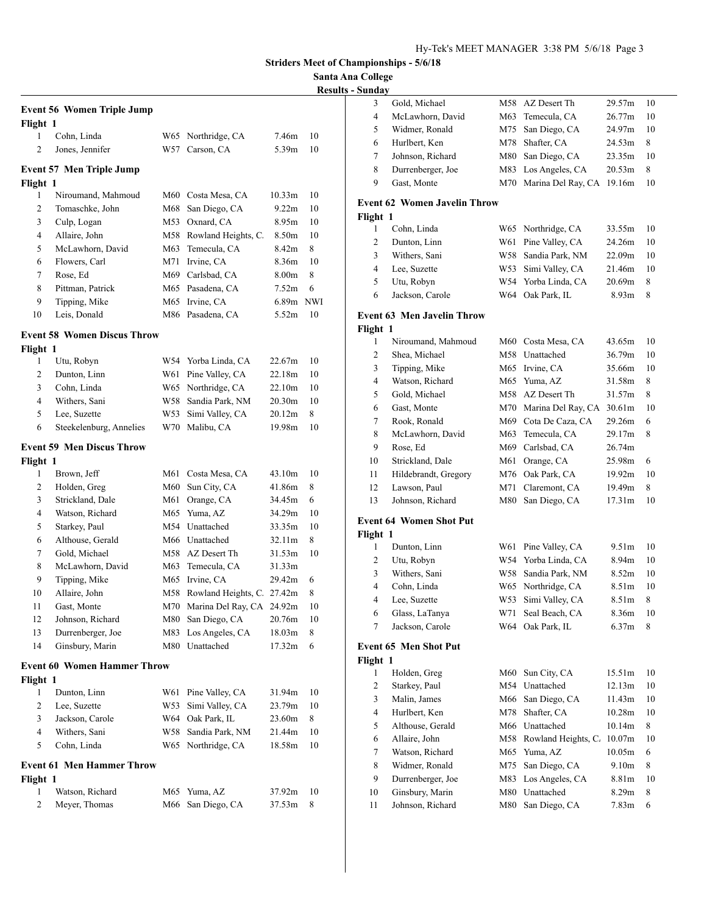**Striders Meet of Championships - 5/6/18**

**Santa Ana College**

**Results - Sunday**

### Event 56 Women Triple Jump

**Flight 1**

| Place | Name | Age | Team | Mark | Points |
|---|---|---|---|---|---|
| 1 | Cohn, Linda | W65 | Northridge, CA | 7.46m | 10 |
| 2 | Jones, Jennifer | W57 | Carson, CA | 5.39m | 10 |

### Event 57 Men Triple Jump

**Flight 1**

| Place | Name | Age | Team | Mark | Points |
|---|---|---|---|---|---|
| 1 | Niroumand, Mahmoud | M60 | Costa Mesa, CA | 10.33m | 10 |
| 2 | Tomaschke, John | M68 | San Diego, CA | 9.22m | 10 |
| 3 | Culp, Logan | M53 | Oxnard, CA | 8.95m | 10 |
| 4 | Allaire, John | M58 | Rowland Heights, C. | 8.50m | 10 |
| 5 | McLawhorn, David | M63 | Temecula, CA | 8.42m | 8 |
| 6 | Flowers, Carl | M71 | Irvine, CA | 8.36m | 10 |
| 7 | Rose, Ed | M69 | Carlsbad, CA | 8.00m | 8 |
| 8 | Pittman, Patrick | M65 | Pasadena, CA | 7.52m | 6 |
| 9 | Tipping, Mike | M65 | Irvine, CA | 6.89m | NWI |
| 10 | Leis, Donald | M86 | Pasadena, CA | 5.52m | 10 |

### Event 58 Women Discus Throw

**Flight 1**

| Place | Name | Age | Team | Mark | Points |
|---|---|---|---|---|---|
| 1 | Utu, Robyn | W54 | Yorba Linda, CA | 22.67m | 10 |
| 2 | Dunton, Linn | W61 | Pine Valley, CA | 22.18m | 10 |
| 3 | Cohn, Linda | W65 | Northridge, CA | 22.10m | 10 |
| 4 | Withers, Sani | W58 | Sandia Park, NM | 20.30m | 10 |
| 5 | Lee, Suzette | W53 | Simi Valley, CA | 20.12m | 8 |
| 6 | Steekelenburg, Annelies | W70 | Malibu, CA | 19.98m | 10 |

### Event 59 Men Discus Throw

**Flight 1**

| Place | Name | Age | Team | Mark | Points |
|---|---|---|---|---|---|
| 1 | Brown, Jeff | M61 | Costa Mesa, CA | 43.10m | 10 |
| 2 | Holden, Greg | M60 | Sun City, CA | 41.86m | 8 |
| 3 | Strickland, Dale | M61 | Orange, CA | 34.45m | 6 |
| 4 | Watson, Richard | M65 | Yuma, AZ | 34.29m | 10 |
| 5 | Starkey, Paul | M54 | Unattached | 33.35m | 10 |
| 6 | Althouse, Gerald | M66 | Unattached | 32.11m | 8 |
| 7 | Gold, Michael | M58 | AZ Desert Th | 31.53m | 10 |
| 8 | McLawhorn, David | M63 | Temecula, CA | 31.33m | |
| 9 | Tipping, Mike | M65 | Irvine, CA | 29.42m | 6 |
| 10 | Allaire, John | M58 | Rowland Heights, C. | 27.42m | 8 |
| 11 | Gast, Monte | M70 | Marina Del Ray, CA | 24.92m | 10 |
| 12 | Johnson, Richard | M80 | San Diego, CA | 20.76m | 10 |
| 13 | Durrenberger, Joe | M83 | Los Angeles, CA | 18.03m | 8 |
| 14 | Ginsbury, Marin | M80 | Unattached | 17.32m | 6 |

### Event 60 Women Hammer Throw

**Flight 1**

| Place | Name | Age | Team | Mark | Points |
|---|---|---|---|---|---|
| 1 | Dunton, Linn | W61 | Pine Valley, CA | 31.94m | 10 |
| 2 | Lee, Suzette | W53 | Simi Valley, CA | 23.79m | 10 |
| 3 | Jackson, Carole | W64 | Oak Park, IL | 23.60m | 8 |
| 4 | Withers, Sani | W58 | Sandia Park, NM | 21.44m | 10 |
| 5 | Cohn, Linda | W65 | Northridge, CA | 18.58m | 10 |

### Event 61 Men Hammer Throw

**Flight 1**

| Place | Name | Age | Team | Mark | Points |
|---|---|---|---|---|---|
| 1 | Watson, Richard | M65 | Yuma, AZ | 37.92m | 10 |
| 2 | Meyer, Thomas | M66 | San Diego, CA | 37.53m | 8 |
| 3 | Gold, Michael | M58 | AZ Desert Th | 29.57m | 10 |
| 4 | McLawhorn, David | M63 | Temecula, CA | 26.77m | 10 |
| 5 | Widmer, Ronald | M75 | San Diego, CA | 24.97m | 10 |
| 6 | Hurlbert, Ken | M78 | Shafter, CA | 24.53m | 8 |
| 7 | Johnson, Richard | M80 | San Diego, CA | 23.35m | 10 |
| 8 | Durrenberger, Joe | M83 | Los Angeles, CA | 20.53m | 8 |
| 9 | Gast, Monte | M70 | Marina Del Ray, CA | 19.16m | 10 |

### Event 62 Women Javelin Throw

**Flight 1**

| Place | Name | Age | Team | Mark | Points |
|---|---|---|---|---|---|
| 1 | Cohn, Linda | W65 | Northridge, CA | 33.55m | 10 |
| 2 | Dunton, Linn | W61 | Pine Valley, CA | 24.26m | 10 |
| 3 | Withers, Sani | W58 | Sandia Park, NM | 22.09m | 10 |
| 4 | Lee, Suzette | W53 | Simi Valley, CA | 21.46m | 10 |
| 5 | Utu, Robyn | W54 | Yorba Linda, CA | 20.69m | 8 |
| 6 | Jackson, Carole | W64 | Oak Park, IL | 8.93m | 8 |

### Event 63 Men Javelin Throw

**Flight 1**

| Place | Name | Age | Team | Mark | Points |
|---|---|---|---|---|---|
| 1 | Niroumand, Mahmoud | M60 | Costa Mesa, CA | 43.65m | 10 |
| 2 | Shea, Michael | M58 | Unattached | 36.79m | 10 |
| 3 | Tipping, Mike | M65 | Irvine, CA | 35.66m | 10 |
| 4 | Watson, Richard | M65 | Yuma, AZ | 31.58m | 8 |
| 5 | Gold, Michael | M58 | AZ Desert Th | 31.57m | 8 |
| 6 | Gast, Monte | M70 | Marina Del Ray, CA | 30.61m | 10 |
| 7 | Rook, Ronald | M69 | Cota De Caza, CA | 29.26m | 6 |
| 8 | McLawhorn, David | M63 | Temecula, CA | 29.17m | 8 |
| 9 | Rose, Ed | M69 | Carlsbad, CA | 26.74m | |
| 10 | Strickland, Dale | M61 | Orange, CA | 25.98m | 6 |
| 11 | Hildebrandt, Gregory | M76 | Oak Park, CA | 19.92m | 10 |
| 12 | Lawson, Paul | M71 | Claremont, CA | 19.49m | 8 |
| 13 | Johnson, Richard | M80 | San Diego, CA | 17.31m | 10 |

### Event 64 Women Shot Put

**Flight 1**

| Place | Name | Age | Team | Mark | Points |
|---|---|---|---|---|---|
| 1 | Dunton, Linn | W61 | Pine Valley, CA | 9.51m | 10 |
| 2 | Utu, Robyn | W54 | Yorba Linda, CA | 8.94m | 10 |
| 3 | Withers, Sani | W58 | Sandia Park, NM | 8.52m | 10 |
| 4 | Cohn, Linda | W65 | Northridge, CA | 8.51m | 10 |
| 4 | Lee, Suzette | W53 | Simi Valley, CA | 8.51m | 8 |
| 6 | Glass, LaTanya | W71 | Seal Beach, CA | 8.36m | 10 |
| 7 | Jackson, Carole | W64 | Oak Park, IL | 6.37m | 8 |

### Event 65 Men Shot Put

**Flight 1**

| Place | Name | Age | Team | Mark | Points |
|---|---|---|---|---|---|
| 1 | Holden, Greg | M60 | Sun City, CA | 15.51m | 10 |
| 2 | Starkey, Paul | M54 | Unattached | 12.13m | 10 |
| 3 | Malin, James | M66 | San Diego, CA | 11.43m | 10 |
| 4 | Hurlbert, Ken | M78 | Shafter, CA | 10.28m | 10 |
| 5 | Althouse, Gerald | M66 | Unattached | 10.14m | 8 |
| 6 | Allaire, John | M58 | Rowland Heights, C. | 10.07m | 10 |
| 7 | Watson, Richard | M65 | Yuma, AZ | 10.05m | 6 |
| 8 | Widmer, Ronald | M75 | San Diego, CA | 9.10m | 8 |
| 9 | Durrenberger, Joe | M83 | Los Angeles, CA | 8.81m | 10 |
| 10 | Ginsbury, Marin | M80 | Unattached | 8.29m | 8 |
| 11 | Johnson, Richard | M80 | San Diego, CA | 7.83m | 6 |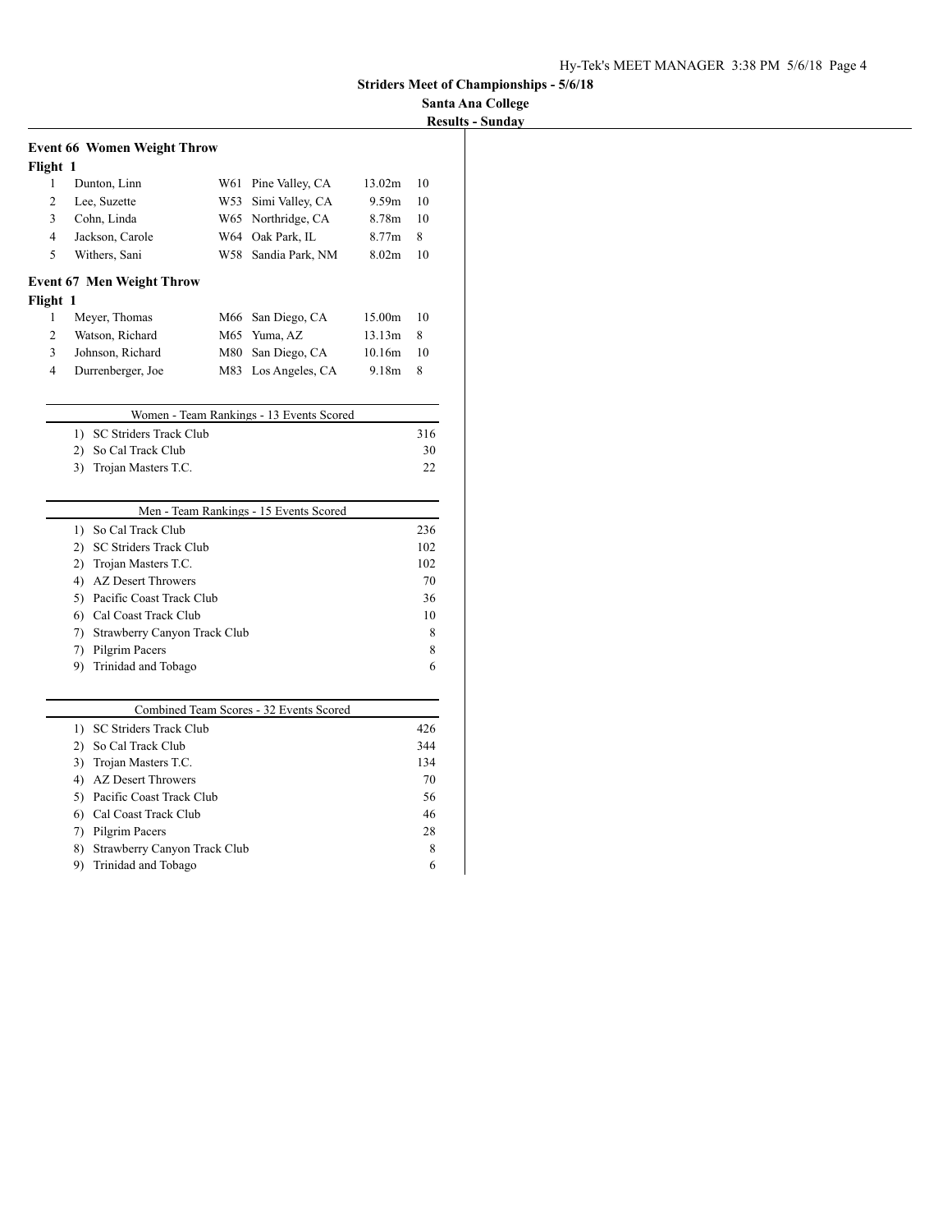## Striders Meet of Championships - 5/6/18

### Santa Ana College

### Results - Sunday

#### Event 66 Women Weight Throw

**Flight 1**

| | | | | | |
|---|---|---|---|---|---|
| 1 | Dunton, Linn | W61 | Pine Valley, CA | 13.02m | 10 |
| 2 | Lee, Suzette | W53 | Simi Valley, CA | 9.59m | 10 |
| 3 | Cohn, Linda | W65 | Northridge, CA | 8.78m | 10 |
| 4 | Jackson, Carole | W64 | Oak Park, IL | 8.77m | 8 |
| 5 | Withers, Sani | W58 | Sandia Park, NM | 8.02m | 10 |

#### Event 67 Men Weight Throw

**Flight 1**

| | | | | | |
|---|---|---|---|---|---|
| 1 | Meyer, Thomas | M66 | San Diego, CA | 15.00m | 10 |
| 2 | Watson, Richard | M65 | Yuma, AZ | 13.13m | 8 |
| 3 | Johnson, Richard | M80 | San Diego, CA | 10.16m | 10 |
| 4 | Durrenberger, Joe | M83 | Los Angeles, CA | 9.18m | 8 |

| Women - Team Rankings - 13 Events Scored | | |
|---|---|---|
| 1) | SC Striders Track Club | 316 |
| 2) | So Cal Track Club | 30 |
| 3) | Trojan Masters T.C. | 22 |

| Men - Team Rankings - 15 Events Scored | | |
|---|---|---|
| 1) | So Cal Track Club | 236 |
| 2) | SC Striders Track Club | 102 |
| 2) | Trojan Masters T.C. | 102 |
| 4) | AZ Desert Throwers | 70 |
| 5) | Pacific Coast Track Club | 36 |
| 6) | Cal Coast Track Club | 10 |
| 7) | Strawberry Canyon Track Club | 8 |
| 7) | Pilgrim Pacers | 8 |
| 9) | Trinidad and Tobago | 6 |

| Combined Team Scores - 32 Events Scored | | |
|---|---|---|
| 1) | SC Striders Track Club | 426 |
| 2) | So Cal Track Club | 344 |
| 3) | Trojan Masters T.C. | 134 |
| 4) | AZ Desert Throwers | 70 |
| 5) | Pacific Coast Track Club | 56 |
| 6) | Cal Coast Track Club | 46 |
| 7) | Pilgrim Pacers | 28 |
| 8) | Strawberry Canyon Track Club | 8 |
| 9) | Trinidad and Tobago | 6 |